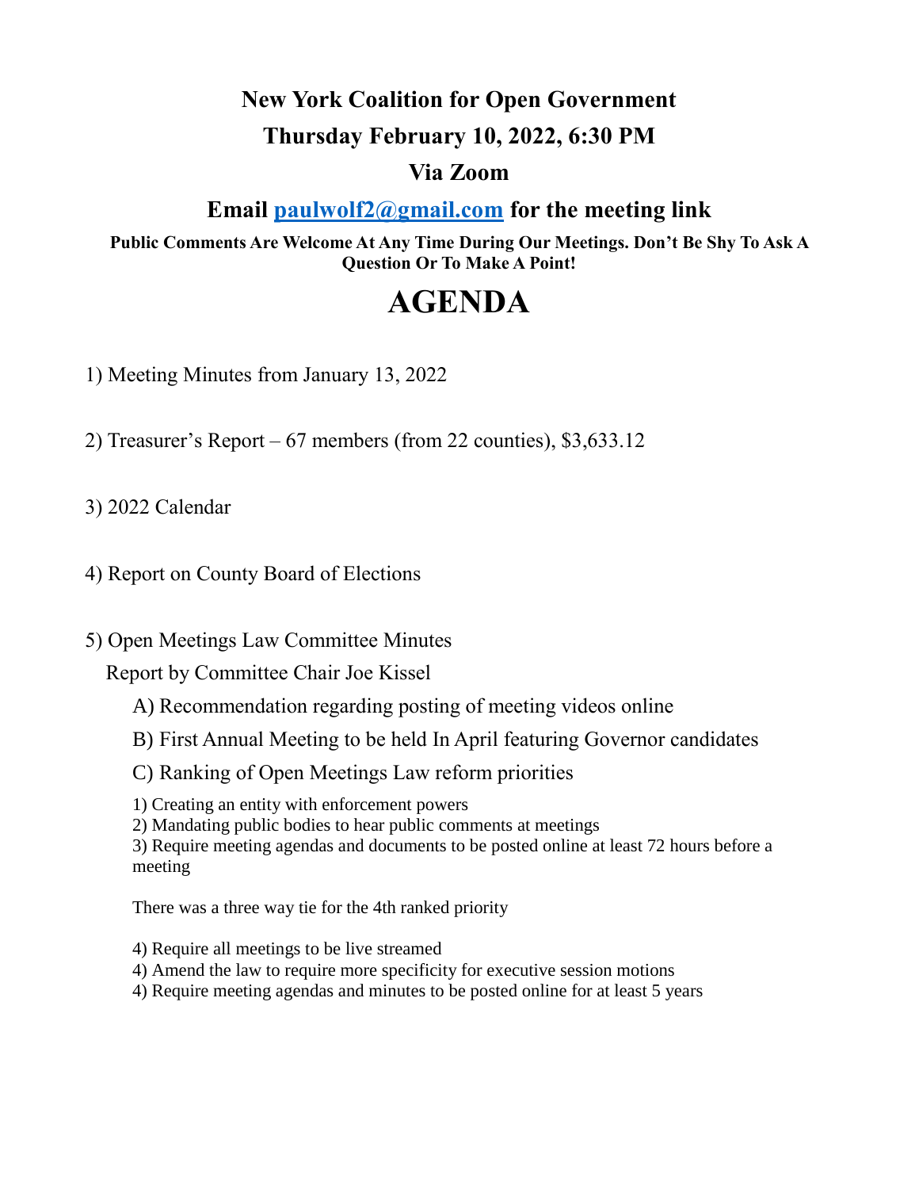# New York Coalition for Open Government

## Thursday February 10, 2022, 6:30 PM

## Via Zoom

## Email [paulwolf2@gmail.com](mailto:paulwolf2@gmail.com) for the meeting link

**Public Comments Are Welcome At Any Time During Our Meetings. Don't Be Shy To Ask A Question Or To Make A Point!**

# AGENDA

1) Meeting Minutes from January 13, 2022

2) Treasurer's Report – 67 members (from 22 counties), $3,633.12

3) 2022 Calendar

4) Report on County Board of Elections

5) Open Meetings Law Committee Minutes

   Report by Committee Chair Joe Kissel

   A) Recommendation regarding posting of meeting videos online

   B) First Annual Meeting to be held In April featuring Governor candidates

   C) Ranking of Open Meetings Law reform priorities

   1) Creating an entity with enforcement powers
   2) Mandating public bodies to hear public comments at meetings
   3) Require meeting agendas and documents to be posted online at least 72 hours before a meeting

   There was a three way tie for the 4th ranked priority

   4) Require all meetings to be live streamed
   4) Amend the law to require more specificity for executive session motions
   4) Require meeting agendas and minutes to be posted online for at least 5 years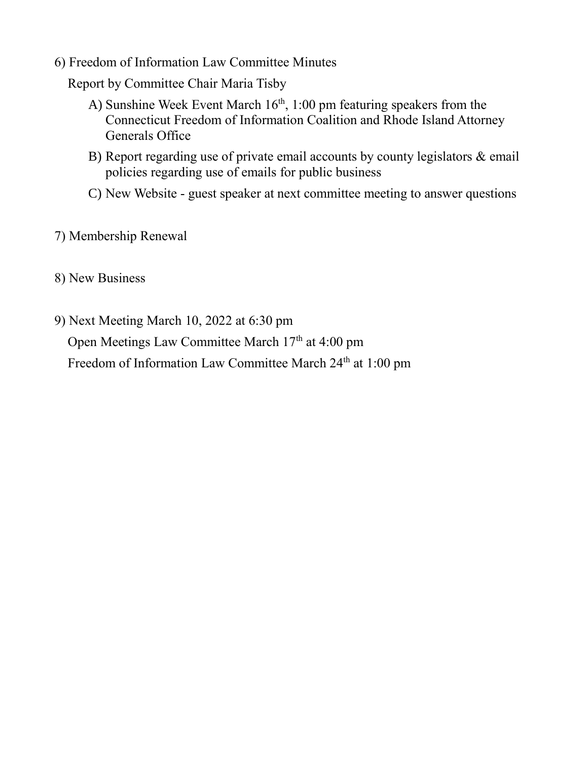6) Freedom of Information Law Committee Minutes

Report by Committee Chair Maria Tisby

A) Sunshine Week Event March 16th, 1:00 pm featuring speakers from the Connecticut Freedom of Information Coalition and Rhode Island Attorney Generals Office

B) Report regarding use of private email accounts by county legislators & email policies regarding use of emails for public business

C) New Website - guest speaker at next committee meeting to answer questions

7) Membership Renewal

8) New Business

9) Next Meeting March 10, 2022 at 6:30 pm

Open Meetings Law Committee March 17th at 4:00 pm

Freedom of Information Law Committee March 24th at 1:00 pm